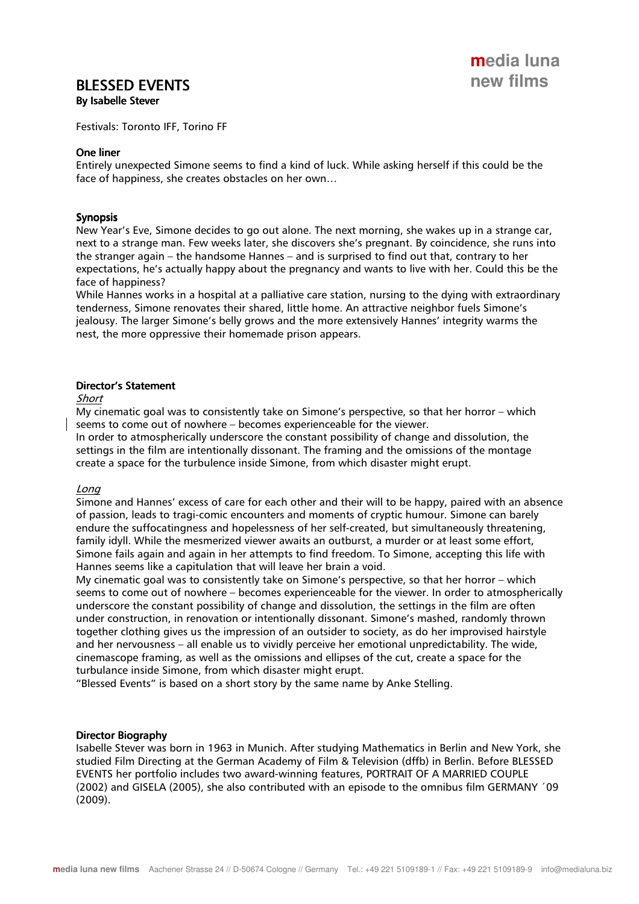# BLESSED EVENTS

**By Isabelle Stever**

media luna new films

Festivals: Toronto IFF, Torino FF

### One liner

Entirely unexpected Simone seems to find a kind of luck. While asking herself if this could be the face of happiness, she creates obstacles on her own…

### Synopsis

New Year's Eve, Simone decides to go out alone. The next morning, she wakes up in a strange car, next to a strange man. Few weeks later, she discovers she's pregnant. By coincidence, she runs into the stranger again – the handsome Hannes – and is surprised to find out that, contrary to her expectations, he's actually happy about the pregnancy and wants to live with her. Could this be the face of happiness?

While Hannes works in a hospital at a palliative care station, nursing to the dying with extraordinary tenderness, Simone renovates their shared, little home. An attractive neighbor fuels Simone's jealousy. The larger Simone's belly grows and the more extensively Hannes' integrity warms the nest, the more oppressive their homemade prison appears.

### Director's Statement

*Short*

My cinematic goal was to consistently take on Simone's perspective, so that her horror – which seems to come out of nowhere – becomes experienceable for the viewer.

In order to atmospherically underscore the constant possibility of change and dissolution, the settings in the film are intentionally dissonant. The framing and the omissions of the montage create a space for the turbulence inside Simone, from which disaster might erupt.

*Long*

Simone and Hannes' excess of care for each other and their will to be happy, paired with an absence of passion, leads to tragi-comic encounters and moments of cryptic humour. Simone can barely endure the suffocatingness and hopelessness of her self-created, but simultaneously threatening, family idyll. While the mesmerized viewer awaits an outburst, a murder or at least some effort, Simone fails again and again in her attempts to find freedom. To Simone, accepting this life with Hannes seems like a capitulation that will leave her brain a void.

My cinematic goal was to consistently take on Simone's perspective, so that her horror – which seems to come out of nowhere – becomes experienceable for the viewer. In order to atmospherically underscore the constant possibility of change and dissolution, the settings in the film are often under construction, in renovation or intentionally dissonant. Simone's mashed, randomly thrown together clothing gives us the impression of an outsider to society, as do her improvised hairstyle and her nervousness – all enable us to vividly perceive her emotional unpredictability. The wide, cinemascope framing, as well as the omissions and ellipses of the cut, create a space for the turbulance inside Simone, from which disaster might erupt.

"Blessed Events" is based on a short story by the same name by Anke Stelling.

### Director Biography

Isabelle Stever was born in 1963 in Munich. After studying Mathematics in Berlin and New York, she studied Film Directing at the German Academy of Film & Television (dffb) in Berlin. Before BLESSED EVENTS her portfolio includes two award-winning features, PORTRAIT OF A MARRIED COUPLE (2002) and GISELA (2005), she also contributed with an episode to the omnibus film GERMANY ´09 (2009).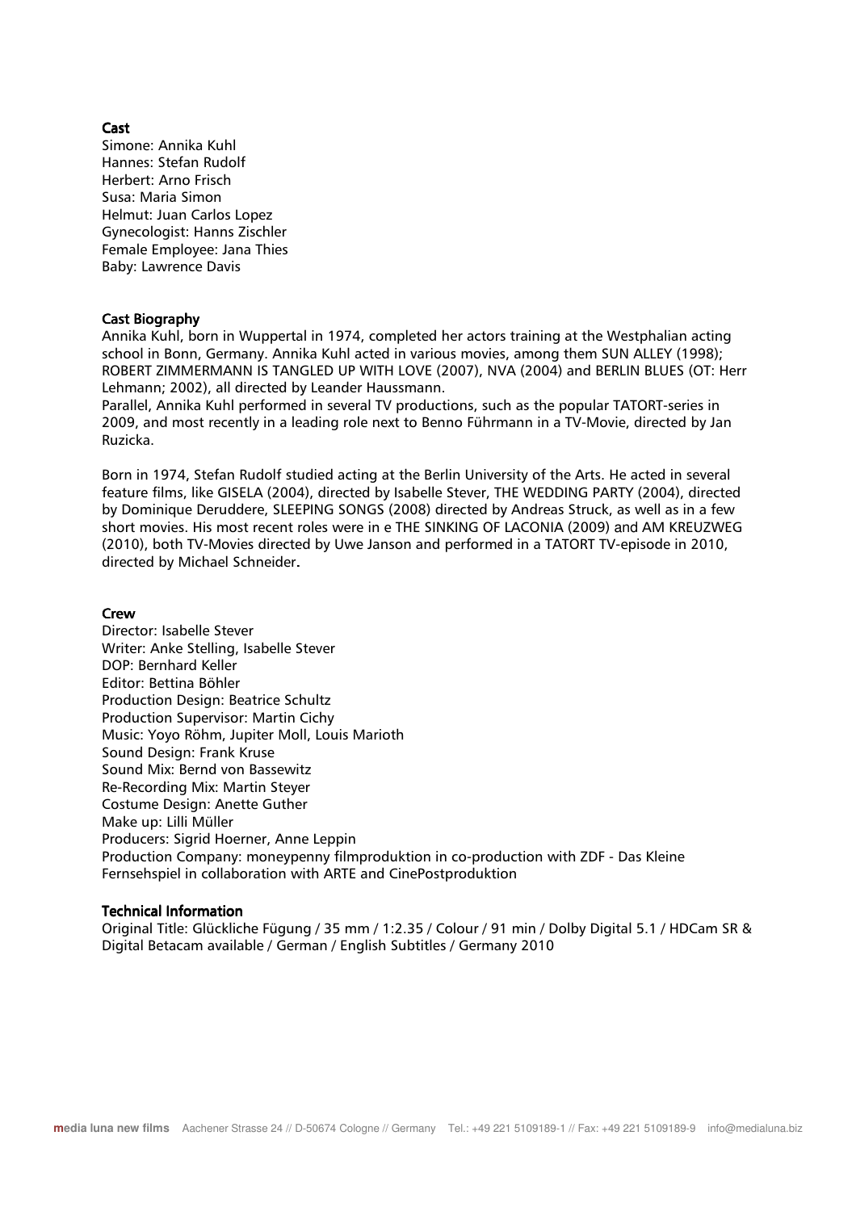## Cast

Simone: Annika Kuhl
Hannes: Stefan Rudolf
Herbert: Arno Frisch
Susa: Maria Simon
Helmut: Juan Carlos Lopez
Gynecologist: Hanns Zischler
Female Employee: Jana Thies
Baby: Lawrence Davis

## Cast Biography

Annika Kuhl, born in Wuppertal in 1974, completed her actors training at the Westphalian acting school in Bonn, Germany. Annika Kuhl acted in various movies, among them SUN ALLEY (1998); ROBERT ZIMMERMANN IS TANGLED UP WITH LOVE (2007), NVA (2004) and BERLIN BLUES (OT: Herr Lehmann; 2002), all directed by Leander Haussmann.
Parallel, Annika Kuhl performed in several TV productions, such as the popular TATORT-series in 2009, and most recently in a leading role next to Benno Führmann in a TV-Movie, directed by Jan Ruzicka.

Born in 1974, Stefan Rudolf studied acting at the Berlin University of the Arts. He acted in several feature films, like GISELA (2004), directed by Isabelle Stever, THE WEDDING PARTY (2004), directed by Dominique Deruddere, SLEEPING SONGS (2008) directed by Andreas Struck, as well as in a few short movies. His most recent roles were in e THE SINKING OF LACONIA (2009) and AM KREUZWEG (2010), both TV-Movies directed by Uwe Janson and performed in a TATORT TV-episode in 2010, directed by Michael Schneider.

## Crew

Director: Isabelle Stever
Writer: Anke Stelling, Isabelle Stever
DOP: Bernhard Keller
Editor: Bettina Böhler
Production Design: Beatrice Schultz
Production Supervisor: Martin Cichy
Music: Yoyo Röhm, Jupiter Moll, Louis Marioth
Sound Design: Frank Kruse
Sound Mix: Bernd von Bassewitz
Re-Recording Mix: Martin Steyer
Costume Design: Anette Guther
Make up: Lilli Müller
Producers: Sigrid Hoerner, Anne Leppin
Production Company: moneypenny filmproduktion in co-production with ZDF - Das Kleine Fernsehspiel in collaboration with ARTE and CinePostproduktion

## Technical Information

Original Title: Glückliche Fügung / 35 mm / 1:2.35 / Colour / 91 min / Dolby Digital 5.1 / HDCam SR & Digital Betacam available / German / English Subtitles / Germany 2010